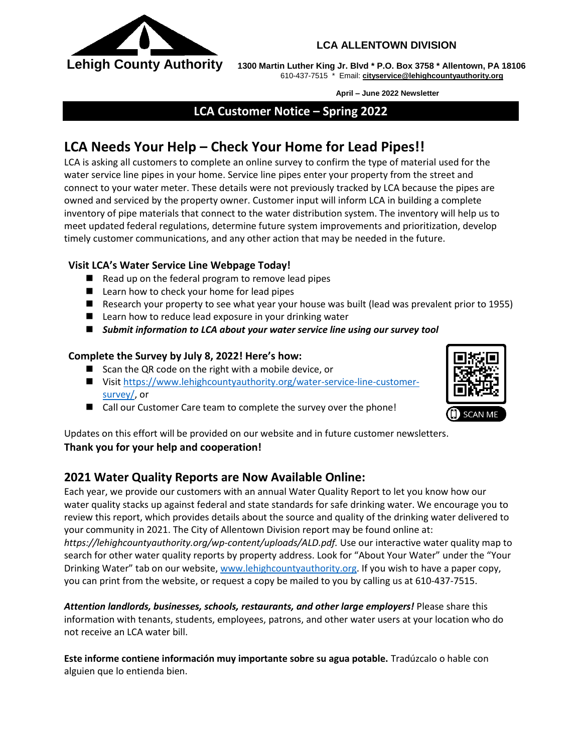**Lehigh County Authority**

**LCA ALLENTOWN DIVISION**

**1300 Martin Luther King Jr. Blvd * P.O. Box 3758 * Allentown, PA 18106**
610-437-7515 * Email: **cityservice@lehighcountyauthority.org**

**April – June 2022 Newsletter**

# LCA Customer Notice – Spring 2022

## LCA Needs Your Help – Check Your Home for Lead Pipes!!

LCA is asking all customers to complete an online survey to confirm the type of material used for the water service line pipes in your home. Service line pipes enter your property from the street and connect to your water meter. These details were not previously tracked by LCA because the pipes are owned and serviced by the property owner. Customer input will inform LCA in building a complete inventory of pipe materials that connect to the water distribution system. The inventory will help us to meet updated federal regulations, determine future system improvements and prioritization, develop timely customer communications, and any other action that may be needed in the future.

### Visit LCA's Water Service Line Webpage Today!

- Read up on the federal program to remove lead pipes
- Learn how to check your home for lead pipes
- Research your property to see what year your house was built (lead was prevalent prior to 1955)
- Learn how to reduce lead exposure in your drinking water
- ***Submit information to LCA about your water service line using our survey tool***

### Complete the Survey by July 8, 2022! Here's how:

- Scan the QR code on the right with a mobile device, or
- Visit https://www.lehighcountyauthority.org/water-service-line-customer-survey/, or
- Call our Customer Care team to complete the survey over the phone!

SCAN ME

Updates on this effort will be provided on our website and in future customer newsletters.

**Thank you for your help and cooperation!**

## 2021 Water Quality Reports are Now Available Online:

Each year, we provide our customers with an annual Water Quality Report to let you know how our water quality stacks up against federal and state standards for safe drinking water. We encourage you to review this report, which provides details about the source and quality of the drinking water delivered to your community in 2021. The City of Allentown Division report may be found online at: *https://lehighcountyauthority.org/wp-content/uploads/ALD.pdf.* Use our interactive water quality map to search for other water quality reports by property address. Look for "About Your Water" under the "Your Drinking Water" tab on our website, www.lehighcountyauthority.org. If you wish to have a paper copy, you can print from the website, or request a copy be mailed to you by calling us at 610-437-7515.

***Attention landlords, businesses, schools, restaurants, and other large employers!*** Please share this information with tenants, students, employees, patrons, and other water users at your location who do not receive an LCA water bill.

**Este informe contiene información muy importante sobre su agua potable.** Tradúzcalo o hable con alguien que lo entienda bien.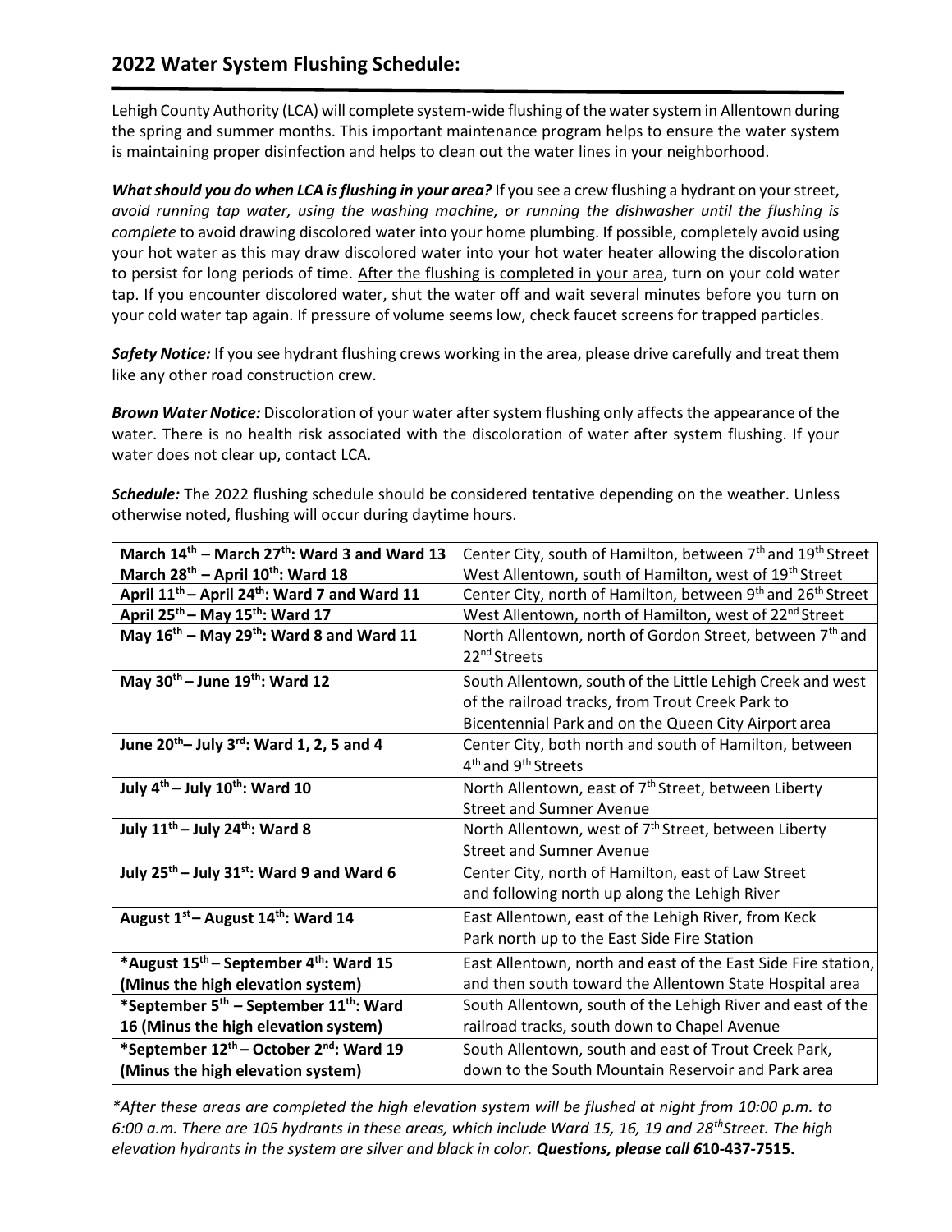## 2022 Water System Flushing Schedule:

Lehigh County Authority (LCA) will complete system-wide flushing of the water system in Allentown during the spring and summer months. This important maintenance program helps to ensure the water system is maintaining proper disinfection and helps to clean out the water lines in your neighborhood.

***What should you do when LCA is flushing in your area?*** If you see a crew flushing a hydrant on your street, *avoid running tap water, using the washing machine, or running the dishwasher until the flushing is complete* to avoid drawing discolored water into your home plumbing. If possible, completely avoid using your hot water as this may draw discolored water into your hot water heater allowing the discoloration to persist for long periods of time. <u>After the flushing is completed in your area</u>, turn on your cold water tap. If you encounter discolored water, shut the water off and wait several minutes before you turn on your cold water tap again. If pressure of volume seems low, check faucet screens for trapped particles.

***Safety Notice:*** If you see hydrant flushing crews working in the area, please drive carefully and treat them like any other road construction crew.

***Brown Water Notice:*** Discoloration of your water after system flushing only affects the appearance of the water. There is no health risk associated with the discoloration of water after system flushing. If your water does not clear up, contact LCA.

***Schedule:*** The 2022 flushing schedule should be considered tentative depending on the weather. Unless otherwise noted, flushing will occur during daytime hours.

| | |
|---|---|
| **March 14th – March 27th: Ward 3 and Ward 13** | Center City, south of Hamilton, between 7th and 19th Street |
| **March 28th – April 10th: Ward 18** | West Allentown, south of Hamilton, west of 19th Street |
| **April 11th – April 24th: Ward 7 and Ward 11** | Center City, north of Hamilton, between 9th and 26th Street |
| **April 25th – May 15th: Ward 17** | West Allentown, north of Hamilton, west of 22nd Street |
| **May 16th – May 29th: Ward 8 and Ward 11** | North Allentown, north of Gordon Street, between 7th and 22nd Streets |
| **May 30th – June 19th: Ward 12** | South Allentown, south of the Little Lehigh Creek and west of the railroad tracks, from Trout Creek Park to Bicentennial Park and on the Queen City Airport area |
| **June 20th– July 3rd: Ward 1, 2, 5 and 4** | Center City, both north and south of Hamilton, between 4th and 9th Streets |
| **July 4th – July 10th: Ward 10** | North Allentown, east of 7th Street, between Liberty Street and Sumner Avenue |
| **July 11th – July 24th: Ward 8** | North Allentown, west of 7th Street, between Liberty Street and Sumner Avenue |
| **July 25th – July 31st: Ward 9 and Ward 6** | Center City, north of Hamilton, east of Law Street and following north up along the Lehigh River |
| **August 1st – August 14th: Ward 14** | East Allentown, east of the Lehigh River, from Keck Park north up to the East Side Fire Station |
| **\*August 15th – September 4th: Ward 15 (Minus the high elevation system)** | East Allentown, north and east of the East Side Fire station, and then south toward the Allentown State Hospital area |
| **\*September 5th – September 11th: Ward 16 (Minus the high elevation system)** | South Allentown, south of the Lehigh River and east of the railroad tracks, south down to Chapel Avenue |
| **\*September 12th – October 2nd: Ward 19 (Minus the high elevation system)** | South Allentown, south and east of Trout Creek Park, down to the South Mountain Reservoir and Park area |

*\*After these areas are completed the high elevation system will be flushed at night from 10:00 p.m. to 6:00 a.m. There are 105 hydrants in these areas, which include Ward 15, 16, 19 and 28th Street. The high elevation hydrants in the system are silver and black in color.* ***Questions, please call 610-437-7515.***